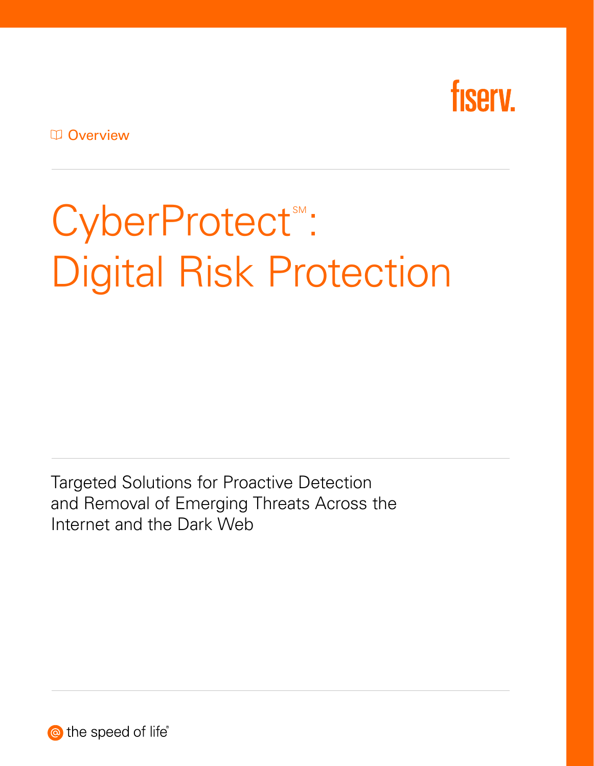fiserv.

Overview

# CyberProtect[SM]: Digital Risk Protection

Targeted Solutions for Proactive Detection and Removal of Emerging Threats Across the Internet and the Dark Web

the speed of life®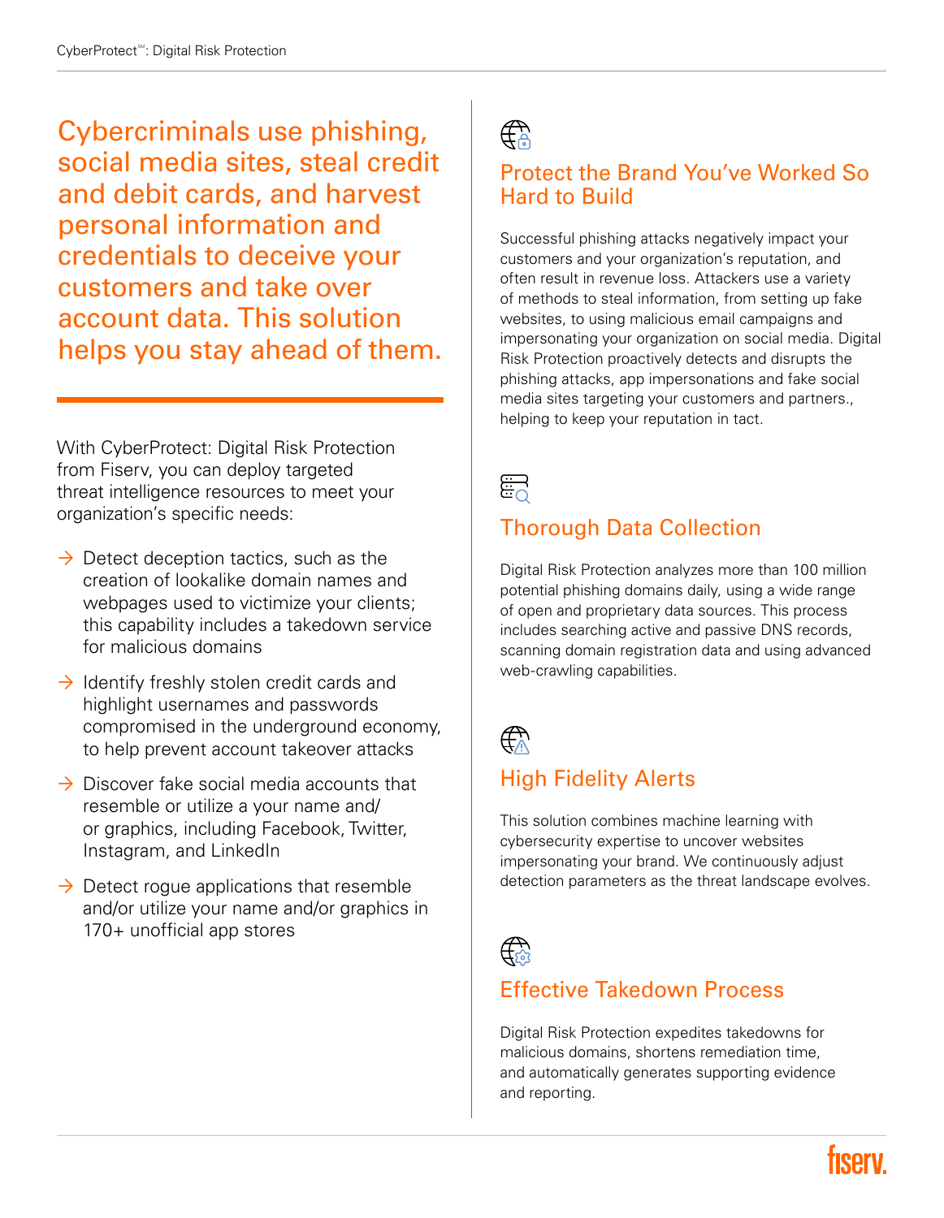Cybercriminals use phishing, social media sites, steal credit and debit cards, and harvest personal information and credentials to deceive your customers and take over account data. This solution helps you stay ahead of them.

With CyberProtect: Digital Risk Protection from Fiserv, you can deploy targeted threat intelligence resources to meet your organization's specific needs:

- Detect deception tactics, such as the creation of lookalike domain names and webpages used to victimize your clients; this capability includes a takedown service for malicious domains
- Identify freshly stolen credit cards and highlight usernames and passwords compromised in the underground economy, to help prevent account takeover attacks
- Discover fake social media accounts that resemble or utilize a your name and/or graphics, including Facebook, Twitter, Instagram, and LinkedIn
- Detect rogue applications that resemble and/or utilize your name and/or graphics in 170+ unofficial app stores

## Protect the Brand You've Worked So Hard to Build

Successful phishing attacks negatively impact your customers and your organization's reputation, and often result in revenue loss. Attackers use a variety of methods to steal information, from setting up fake websites, to using malicious email campaigns and impersonating your organization on social media. Digital Risk Protection proactively detects and disrupts the phishing attacks, app impersonations and fake social media sites targeting your customers and partners., helping to keep your reputation in tact.

## Thorough Data Collection

Digital Risk Protection analyzes more than 100 million potential phishing domains daily, using a wide range of open and proprietary data sources. This process includes searching active and passive DNS records, scanning domain registration data and using advanced web-crawling capabilities.

## High Fidelity Alerts

This solution combines machine learning with cybersecurity expertise to uncover websites impersonating your brand. We continuously adjust detection parameters as the threat landscape evolves.

## Effective Takedown Process

Digital Risk Protection expedites takedowns for malicious domains, shortens remediation time, and automatically generates supporting evidence and reporting.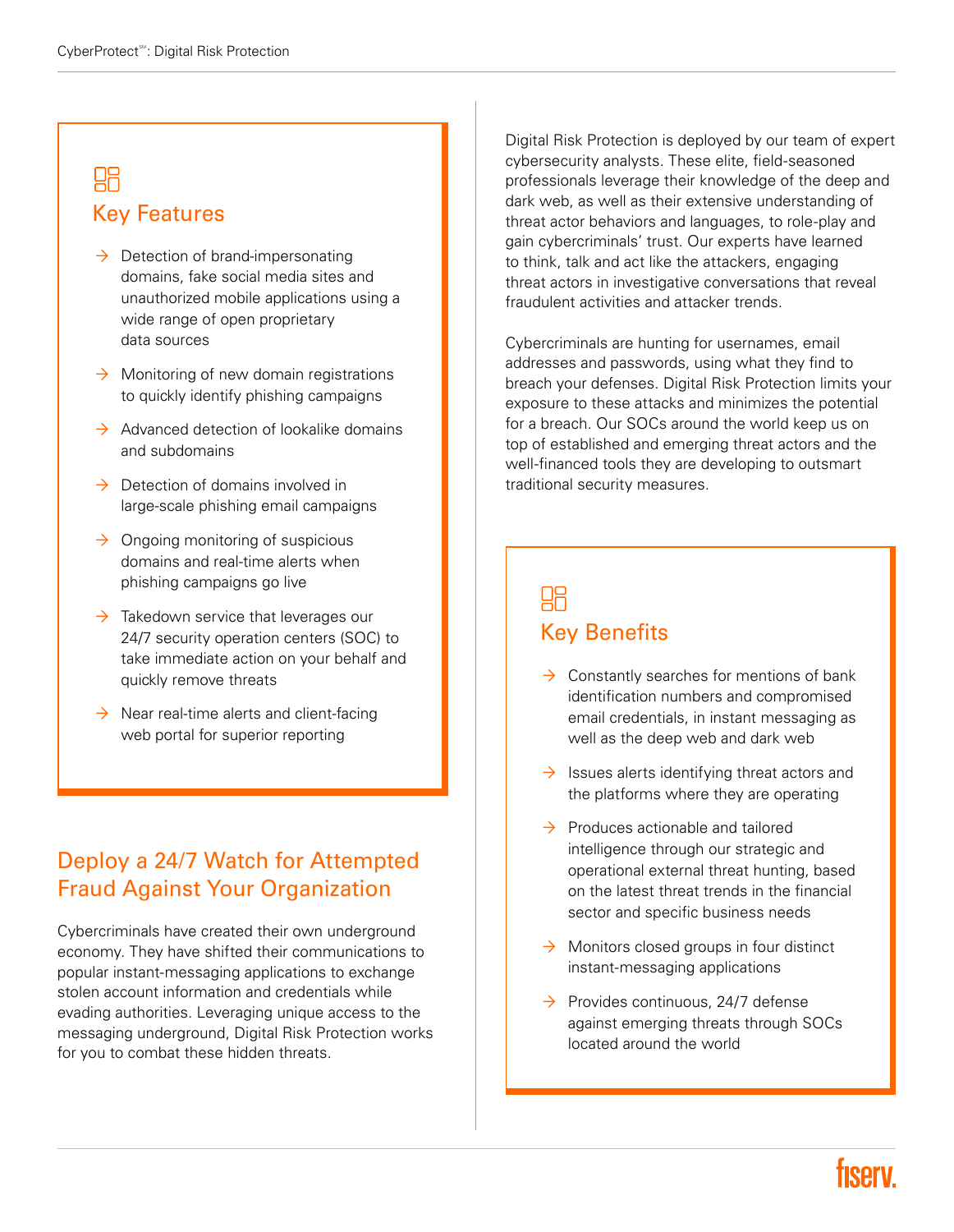## Key Features

- Detection of brand-impersonating domains, fake social media sites and unauthorized mobile applications using a wide range of open proprietary data sources
- Monitoring of new domain registrations to quickly identify phishing campaigns
- Advanced detection of lookalike domains and subdomains
- Detection of domains involved in large-scale phishing email campaigns
- Ongoing monitoring of suspicious domains and real-time alerts when phishing campaigns go live
- Takedown service that leverages our 24/7 security operation centers (SOC) to take immediate action on your behalf and quickly remove threats
- Near real-time alerts and client-facing web portal for superior reporting

## Deploy a 24/7 Watch for Attempted Fraud Against Your Organization

Cybercriminals have created their own underground economy. They have shifted their communications to popular instant-messaging applications to exchange stolen account information and credentials while evading authorities. Leveraging unique access to the messaging underground, Digital Risk Protection works for you to combat these hidden threats.

Digital Risk Protection is deployed by our team of expert cybersecurity analysts. These elite, field-seasoned professionals leverage their knowledge of the deep and dark web, as well as their extensive understanding of threat actor behaviors and languages, to role-play and gain cybercriminals' trust. Our experts have learned to think, talk and act like the attackers, engaging threat actors in investigative conversations that reveal fraudulent activities and attacker trends.

Cybercriminals are hunting for usernames, email addresses and passwords, using what they find to breach your defenses. Digital Risk Protection limits your exposure to these attacks and minimizes the potential for a breach. Our SOCs around the world keep us on top of established and emerging threat actors and the well-financed tools they are developing to outsmart traditional security measures.

## Key Benefits

- Constantly searches for mentions of bank identification numbers and compromised email credentials, in instant messaging as well as the deep web and dark web
- Issues alerts identifying threat actors and the platforms where they are operating
- Produces actionable and tailored intelligence through our strategic and operational external threat hunting, based on the latest threat trends in the financial sector and specific business needs
- Monitors closed groups in four distinct instant-messaging applications
- Provides continuous, 24/7 defense against emerging threats through SOCs located around the world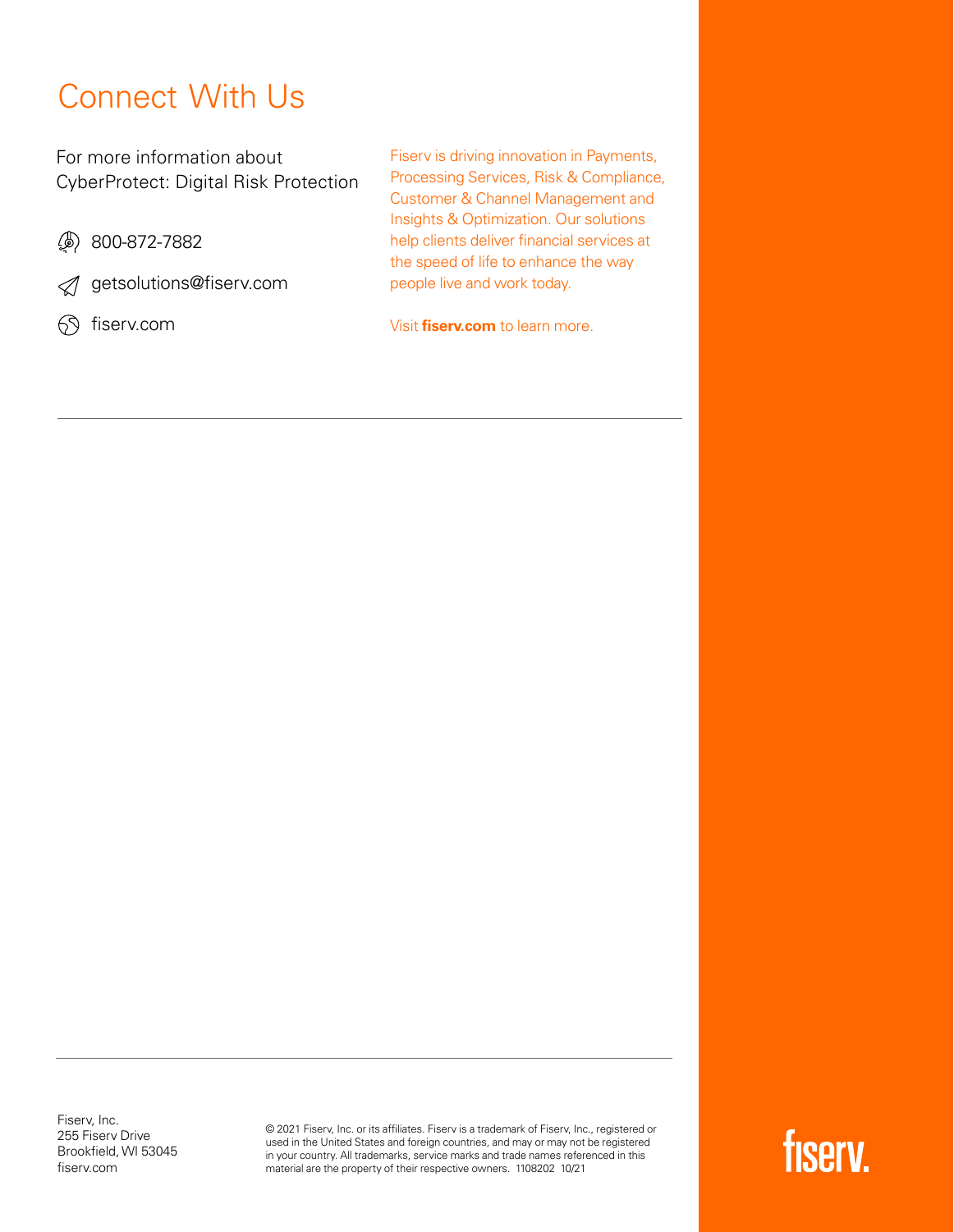# Connect With Us

For more information about CyberProtect: Digital Risk Protection

800-872-7882

getsolutions@fiserv.com

fiserv.com

Fiserv is driving innovation in Payments, Processing Services, Risk & Compliance, Customer & Channel Management and Insights & Optimization. Our solutions help clients deliver financial services at the speed of life to enhance the way people live and work today.

Visit **fiserv.com** to learn more.

Fiserv, Inc.
255 Fiserv Drive
Brookfield, WI 53045
fiserv.com

© 2021 Fiserv, Inc. or its affiliates. Fiserv is a trademark of Fiserv, Inc., registered or used in the United States and foreign countries, and may or may not be registered in your country. All trademarks, service marks and trade names referenced in this material are the property of their respective owners. 1108202 10/21

fiserv.